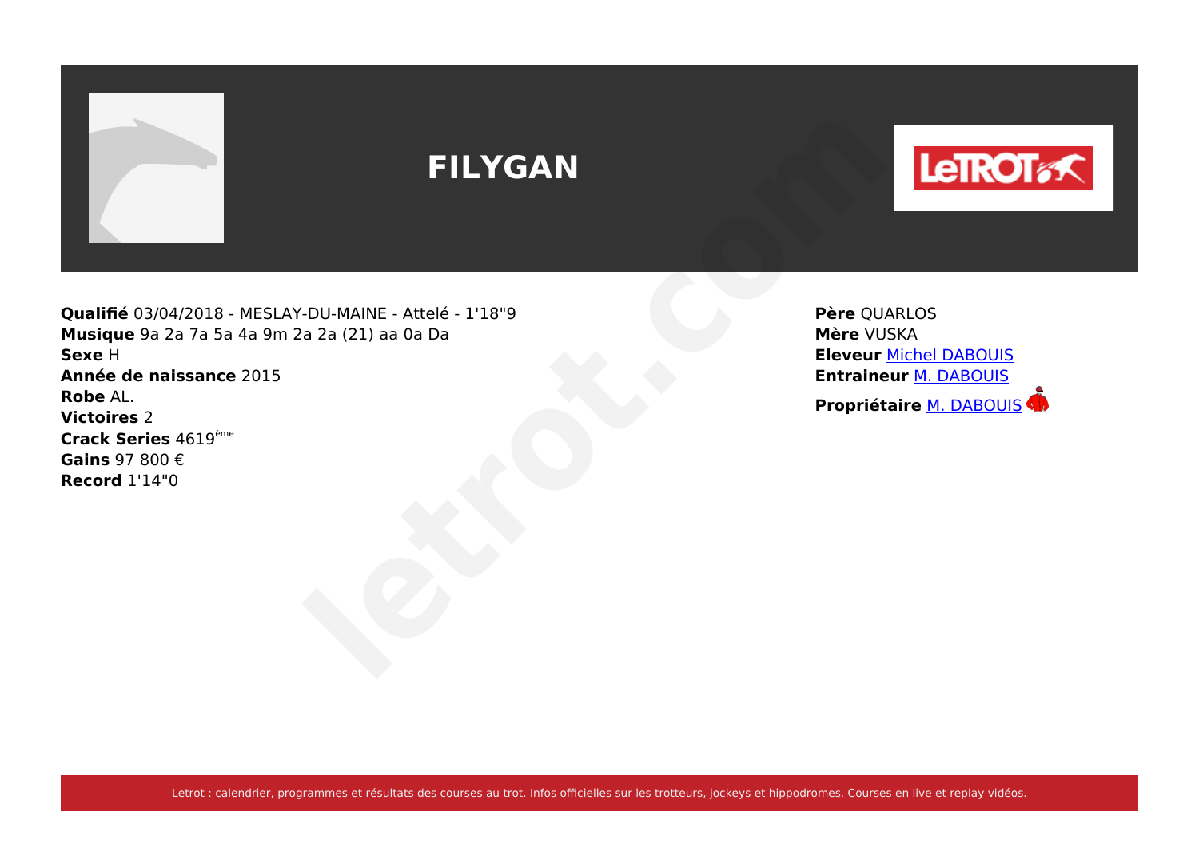# FILYGAN

**Qualifié** 03/04/2018 - MESLAY-DU-MAINE - Attelé - 1'18"9
**Musique** 9a 2a 7a 5a 4a 9m 2a 2a (21) aa 0a Da
**Sexe** H
**Année de naissance** 2015
**Robe** AL.
**Victoires** 2
**Crack Series** 4619ème
**Gains** 97 800 €
**Record** 1'14"0

**Père** QUARLOS
**Mère** VUSKA
**Eleveur** Michel DABOUIS
**Entraineur** M. DABOUIS
**Propriétaire** M. DABOUIS

Letrot : calendrier, programmes et résultats des courses au trot. Infos officielles sur les trotteurs, jockeys et hippodromes. Courses en live et replay vidéos.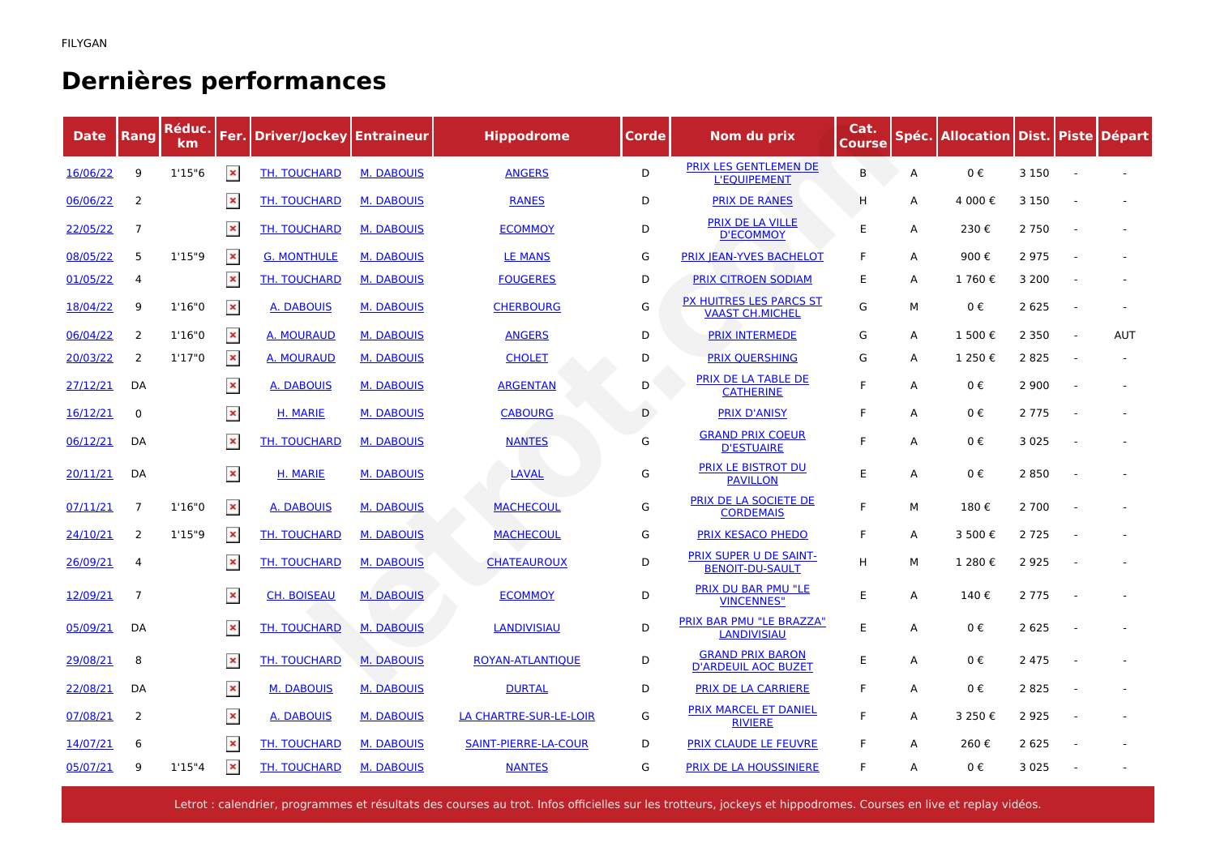FILYGAN

# Dernières performances

| Date | Rang | Réduc. km | Fer. | Driver/Jockey | Entraineur | Hippodrome | Corde | Nom du prix | Cat. Course | Spéc. | Allocation | Dist. | Piste | Départ |
|---|---|---|---|---|---|---|---|---|---|---|---|---|---|---|
| 16/06/22 | 9 | 1'15"6 | | TH. TOUCHARD | M. DABOUIS | ANGERS | D | PRIX LES GENTLEMEN DE L'EQUIPEMENT | B | A | 0 € | 3 150 | - | - |
| 06/06/22 | 2 | | | TH. TOUCHARD | M. DABOUIS | RANES | D | PRIX DE RANES | H | A | 4 000 € | 3 150 | - | - |
| 22/05/22 | 7 | | | TH. TOUCHARD | M. DABOUIS | ECOMMOY | D | PRIX DE LA VILLE D'ECOMMOY | E | A | 230 € | 2 750 | - | - |
| 08/05/22 | 5 | 1'15"9 | | G. MONTHULE | M. DABOUIS | LE MANS | G | PRIX JEAN-YVES BACHELOT | F | A | 900 € | 2 975 | - | - |
| 01/05/22 | 4 | | | TH. TOUCHARD | M. DABOUIS | FOUGERES | D | PRIX CITROEN SODIAM | E | A | 1 760 € | 3 200 | - | - |
| 18/04/22 | 9 | 1'16"0 | | A. DABOUIS | M. DABOUIS | CHERBOURG | G | PX HUITRES LES PARCS ST VAAST CH.MICHEL | G | M | 0 € | 2 625 | - | - |
| 06/04/22 | 2 | 1'16"0 | | A. MOURAUD | M. DABOUIS | ANGERS | D | PRIX INTERMEDE | G | A | 1 500 € | 2 350 | - | AUT |
| 20/03/22 | 2 | 1'17"0 | | A. MOURAUD | M. DABOUIS | CHOLET | D | PRIX QUERSHING | G | A | 1 250 € | 2 825 | - | - |
| 27/12/21 | DA | | | A. DABOUIS | M. DABOUIS | ARGENTAN | D | PRIX DE LA TABLE DE CATHERINE | F | A | 0 € | 2 900 | - | - |
| 16/12/21 | 0 | | | H. MARIE | M. DABOUIS | CABOURG | D | PRIX D'ANISY | F | A | 0 € | 2 775 | - | - |
| 06/12/21 | DA | | | TH. TOUCHARD | M. DABOUIS | NANTES | G | GRAND PRIX COEUR D'ESTUAIRE | F | A | 0 € | 3 025 | - | - |
| 20/11/21 | DA | | | H. MARIE | M. DABOUIS | LAVAL | G | PRIX LE BISTROT DU PAVILLON | E | A | 0 € | 2 850 | - | - |
| 07/11/21 | 7 | 1'16"0 | | A. DABOUIS | M. DABOUIS | MACHECOUL | G | PRIX DE LA SOCIETE DE CORDEMAIS | F | M | 180 € | 2 700 | - | - |
| 24/10/21 | 2 | 1'15"9 | | TH. TOUCHARD | M. DABOUIS | MACHECOUL | G | PRIX KESACO PHEDO | F | A | 3 500 € | 2 725 | - | - |
| 26/09/21 | 4 | | | TH. TOUCHARD | M. DABOUIS | CHATEAUROUX | D | PRIX SUPER U DE SAINT-BENOIT-DU-SAULT | H | M | 1 280 € | 2 925 | - | - |
| 12/09/21 | 7 | | | CH. BOISEAU | M. DABOUIS | ECOMMOY | D | PRIX DU BAR PMU "LE VINCENNES" | E | A | 140 € | 2 775 | - | - |
| 05/09/21 | DA | | | TH. TOUCHARD | M. DABOUIS | LANDIVISIAU | D | PRIX BAR PMU "LE BRAZZA" LANDIVISIAU | E | A | 0 € | 2 625 | - | - |
| 29/08/21 | 8 | | | TH. TOUCHARD | M. DABOUIS | ROYAN-ATLANTIQUE | D | GRAND PRIX BARON D'ARDEUIL AOC BUZET | E | A | 0 € | 2 475 | - | - |
| 22/08/21 | DA | | | M. DABOUIS | M. DABOUIS | DURTAL | D | PRIX DE LA CARRIERE | F | A | 0 € | 2 825 | - | - |
| 07/08/21 | 2 | | | A. DABOUIS | M. DABOUIS | LA CHARTRE-SUR-LE-LOIR | G | PRIX MARCEL ET DANIEL RIVIERE | F | A | 3 250 € | 2 925 | - | - |
| 14/07/21 | 6 | | | TH. TOUCHARD | M. DABOUIS | SAINT-PIERRE-LA-COUR | D | PRIX CLAUDE LE FEUVRE | F | A | 260 € | 2 625 | - | - |
| 05/07/21 | 9 | 1'15"4 | | TH. TOUCHARD | M. DABOUIS | NANTES | G | PRIX DE LA HOUSSINIERE | F | A | 0 € | 3 025 | - | - |

Letrot : calendrier, programmes et résultats des courses au trot. Infos officielles sur les trotteurs, jockeys et hippodromes. Courses en live et replay vidéos.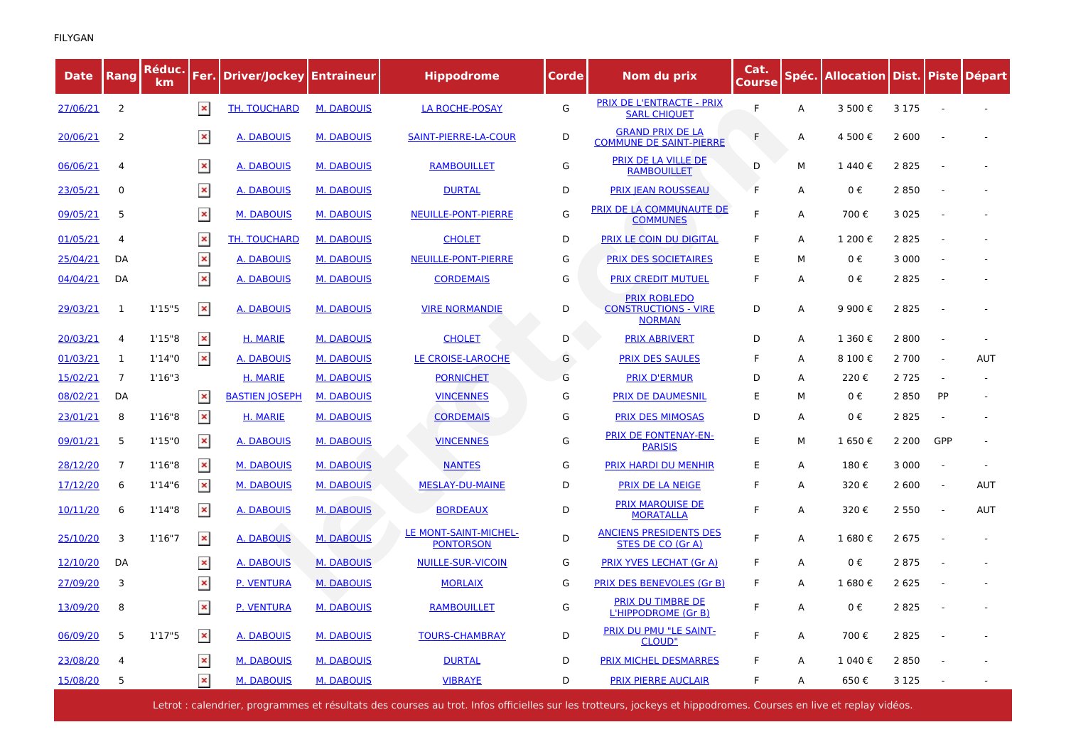FILYGAN

| Date | Rang | Réduc. km | Fer. | Driver/Jockey | Entraineur | Hippodrome | Corde | Nom du prix | Cat. Course | Spéc. | Allocation | Dist. | Piste | Départ |
|---|---|---|---|---|---|---|---|---|---|---|---|---|---|---|
| 27/06/21 | 2 | | ✕ | TH. TOUCHARD | M. DABOUIS | LA ROCHE-POSAY | G | PRIX DE L'ENTRACTE - PRIX SARL CHIQUET | F | A | 3 500 € | 3 175 | - | - |
| 20/06/21 | 2 | | ✕ | A. DABOUIS | M. DABOUIS | SAINT-PIERRE-LA-COUR | D | GRAND PRIX DE LA COMMUNE DE SAINT-PIERRE | F | A | 4 500 € | 2 600 | - | - |
| 06/06/21 | 4 | | ✕ | A. DABOUIS | M. DABOUIS | RAMBOUILLET | G | PRIX DE LA VILLE DE RAMBOUILLET | D | M | 1 440 € | 2 825 | - | - |
| 23/05/21 | 0 | | ✕ | A. DABOUIS | M. DABOUIS | DURTAL | D | PRIX JEAN ROUSSEAU | F | A | 0 € | 2 850 | - | - |
| 09/05/21 | 5 | | ✕ | M. DABOUIS | M. DABOUIS | NEUILLE-PONT-PIERRE | G | PRIX DE LA COMMUNAUTE DE COMMUNES | F | A | 700 € | 3 025 | - | - |
| 01/05/21 | 4 | | ✕ | TH. TOUCHARD | M. DABOUIS | CHOLET | D | PRIX LE COIN DU DIGITAL | F | A | 1 200 € | 2 825 | - | - |
| 25/04/21 | DA | | ✕ | A. DABOUIS | M. DABOUIS | NEUILLE-PONT-PIERRE | G | PRIX DES SOCIETAIRES | E | M | 0 € | 3 000 | - | - |
| 04/04/21 | DA | | ✕ | A. DABOUIS | M. DABOUIS | CORDEMAIS | G | PRIX CREDIT MUTUEL | F | A | 0 € | 2 825 | - | - |
| 29/03/21 | 1 | 1'15"5 | ✕ | A. DABOUIS | M. DABOUIS | VIRE NORMANDIE | D | PRIX ROBLEDO CONSTRUCTIONS - VIRE NORMAN | D | A | 9 900 € | 2 825 | - | - |
| 20/03/21 | 4 | 1'15"8 | ✕ | H. MARIE | M. DABOUIS | CHOLET | D | PRIX ABRIVERT | D | A | 1 360 € | 2 800 | - | - |
| 01/03/21 | 1 | 1'14"0 | ✕ | A. DABOUIS | M. DABOUIS | LE CROISE-LAROCHE | G | PRIX DES SAULES | F | A | 8 100 € | 2 700 | - | AUT |
| 15/02/21 | 7 | 1'16"3 | | H. MARIE | M. DABOUIS | PORNICHET | G | PRIX D'ERMUR | D | A | 220 € | 2 725 | - | - |
| 08/02/21 | DA | | ✕ | BASTIEN JOSEPH | M. DABOUIS | VINCENNES | G | PRIX DE DAUMESNIL | E | M | 0 € | 2 850 | PP | - |
| 23/01/21 | 8 | 1'16"8 | ✕ | H. MARIE | M. DABOUIS | CORDEMAIS | G | PRIX DES MIMOSAS | D | A | 0 € | 2 825 | - | - |
| 09/01/21 | 5 | 1'15"0 | ✕ | A. DABOUIS | M. DABOUIS | VINCENNES | G | PRIX DE FONTENAY-EN-PARISIS | E | M | 1 650 € | 2 200 | GPP | - |
| 28/12/20 | 7 | 1'16"8 | ✕ | M. DABOUIS | M. DABOUIS | NANTES | G | PRIX HARDI DU MENHIR | E | A | 180 € | 3 000 | - | - |
| 17/12/20 | 6 | 1'14"6 | ✕ | M. DABOUIS | M. DABOUIS | MESLAY-DU-MAINE | D | PRIX DE LA NEIGE | F | A | 320 € | 2 600 | - | AUT |
| 10/11/20 | 6 | 1'14"8 | ✕ | A. DABOUIS | M. DABOUIS | BORDEAUX | D | PRIX MARQUISE DE MORATALLA | F | A | 320 € | 2 550 | - | AUT |
| 25/10/20 | 3 | 1'16"7 | ✕ | A. DABOUIS | M. DABOUIS | LE MONT-SAINT-MICHEL-PONTORSON | D | ANCIENS PRESIDENTS DES STES DE CO (Gr A) | F | A | 1 680 € | 2 675 | - | - |
| 12/10/20 | DA | | ✕ | A. DABOUIS | M. DABOUIS | NUILLE-SUR-VICOIN | G | PRIX YVES LECHAT (Gr A) | F | A | 0 € | 2 875 | - | - |
| 27/09/20 | 3 | | ✕ | P. VENTURA | M. DABOUIS | MORLAIX | G | PRIX DES BENEVOLES (Gr B) | F | A | 1 680 € | 2 625 | - | - |
| 13/09/20 | 8 | | ✕ | P. VENTURA | M. DABOUIS | RAMBOUILLET | G | PRIX DU TIMBRE DE L'HIPPODROME (Gr B) | F | A | 0 € | 2 825 | - | - |
| 06/09/20 | 5 | 1'17"5 | ✕ | A. DABOUIS | M. DABOUIS | TOURS-CHAMBRAY | D | PRIX DU PMU "LE SAINT-CLOUD" | F | A | 700 € | 2 825 | - | - |
| 23/08/20 | 4 | | ✕ | M. DABOUIS | M. DABOUIS | DURTAL | D | PRIX MICHEL DESMARRES | F | A | 1 040 € | 2 850 | - | - |
| 15/08/20 | 5 | | ✕ | M. DABOUIS | M. DABOUIS | VIBRAYE | D | PRIX PIERRE AUCLAIR | F | A | 650 € | 3 125 | - | - |

Letrot : calendrier, programmes et résultats des courses au trot. Infos officielles sur les trotteurs, jockeys et hippodromes. Courses en live et replay vidéos.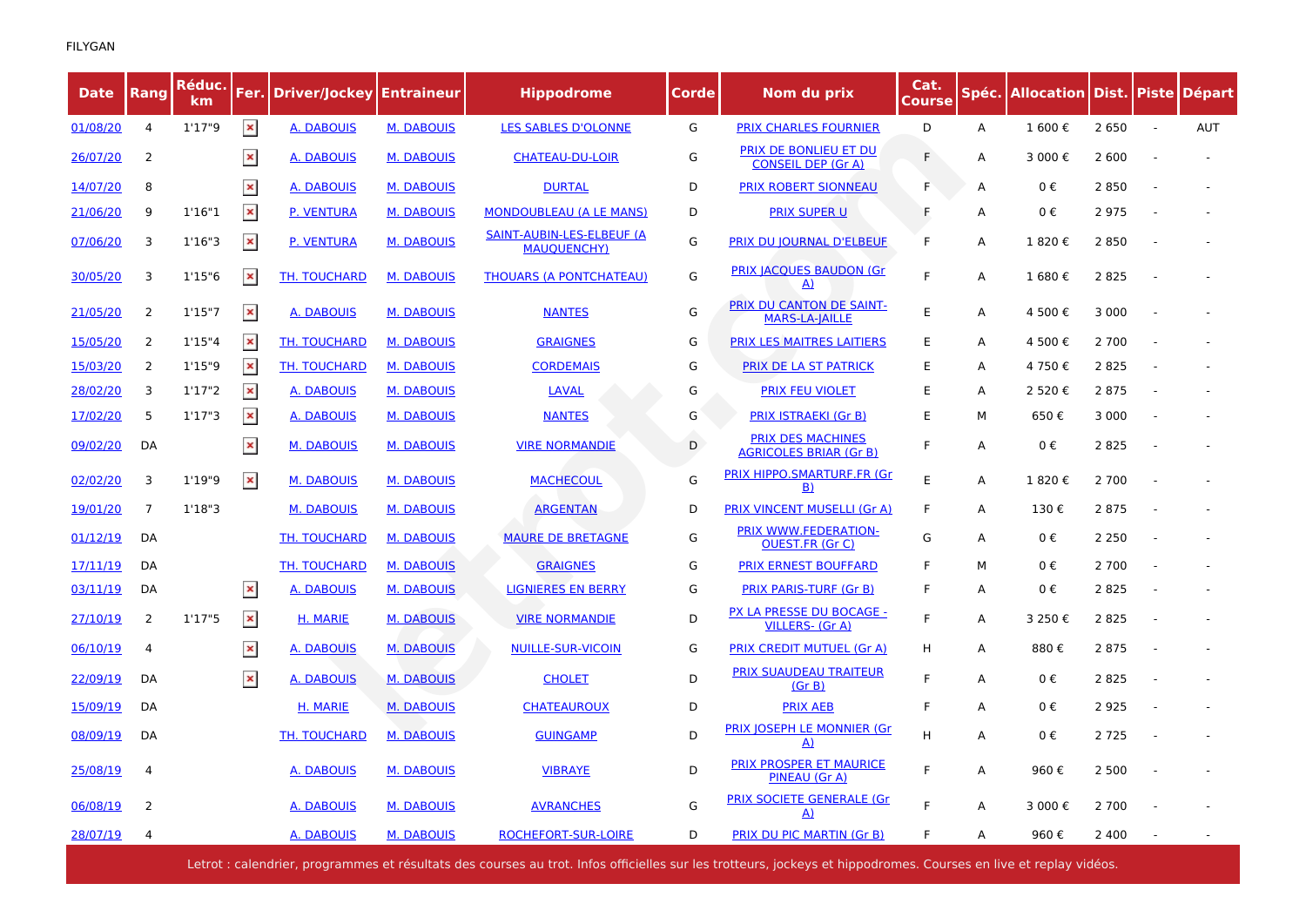FILYGAN

| Date | Rang | Réduc. km | Fer. | Driver/Jockey | Entraineur | Hippodrome | Corde | Nom du prix | Cat. Course | Spéc. | Allocation | Dist. | Piste | Départ |
|---|---|---|---|---|---|---|---|---|---|---|---|---|---|---|
| 01/08/20 | 4 | 1'17"9 | × | A. DABOUIS | M. DABOUIS | LES SABLES D'OLONNE | G | PRIX CHARLES FOURNIER | D | A | 1 600 € | 2 650 | - | AUT |
| 26/07/20 | 2 | | × | A. DABOUIS | M. DABOUIS | CHATEAU-DU-LOIR | G | PRIX DE BONLIEU ET DU CONSEIL DEP (Gr A) | F | A | 3 000 € | 2 600 | - | - |
| 14/07/20 | 8 | | × | A. DABOUIS | M. DABOUIS | DURTAL | D | PRIX ROBERT SIONNEAU | F | A | 0 € | 2 850 | - | - |
| 21/06/20 | 9 | 1'16"1 | × | P. VENTURA | M. DABOUIS | MONDOUBLEAU (A LE MANS) | D | PRIX SUPER U | F | A | 0 € | 2 975 | - | - |
| 07/06/20 | 3 | 1'16"3 | × | P. VENTURA | M. DABOUIS | SAINT-AUBIN-LES-ELBEUF (A MAUQUENCHY) | G | PRIX DU JOURNAL D'ELBEUF | F | A | 1 820 € | 2 850 | - | - |
| 30/05/20 | 3 | 1'15"6 | × | TH. TOUCHARD | M. DABOUIS | THOUARS (A PONTCHATEAU) | G | PRIX JACQUES BAUDON (Gr A) | F | A | 1 680 € | 2 825 | - | - |
| 21/05/20 | 2 | 1'15"7 | × | A. DABOUIS | M. DABOUIS | NANTES | G | PRIX DU CANTON DE SAINT-MARS-LA-JAILLE | E | A | 4 500 € | 3 000 | - | - |
| 15/05/20 | 2 | 1'15"4 | × | TH. TOUCHARD | M. DABOUIS | GRAIGNES | G | PRIX LES MAITRES LAITIERS | E | A | 4 500 € | 2 700 | - | - |
| 15/03/20 | 2 | 1'15"9 | × | TH. TOUCHARD | M. DABOUIS | CORDEMAIS | G | PRIX DE LA ST PATRICK | E | A | 4 750 € | 2 825 | - | - |
| 28/02/20 | 3 | 1'17"2 | × | A. DABOUIS | M. DABOUIS | LAVAL | G | PRIX FEU VIOLET | E | A | 2 520 € | 2 875 | - | - |
| 17/02/20 | 5 | 1'17"3 | × | A. DABOUIS | M. DABOUIS | NANTES | G | PRIX ISTRAEKI (Gr B) | E | M | 650 € | 3 000 | - | - |
| 09/02/20 | DA | | × | M. DABOUIS | M. DABOUIS | VIRE NORMANDIE | D | PRIX DES MACHINES AGRICOLES BRIAR (Gr B) | F | A | 0 € | 2 825 | - | - |
| 02/02/20 | 3 | 1'19"9 | × | M. DABOUIS | M. DABOUIS | MACHECOUL | G | PRIX HIPPO.SMARTURF.FR (Gr B) | E | A | 1 820 € | 2 700 | - | - |
| 19/01/20 | 7 | 1'18"3 | | M. DABOUIS | M. DABOUIS | ARGENTAN | D | PRIX VINCENT MUSELLI (Gr A) | F | A | 130 € | 2 875 | - | - |
| 01/12/19 | DA | | | TH. TOUCHARD | M. DABOUIS | MAURE DE BRETAGNE | G | PRIX WWW.FEDERATION-OUEST.FR (Gr C) | G | A | 0 € | 2 250 | - | - |
| 17/11/19 | DA | | | TH. TOUCHARD | M. DABOUIS | GRAIGNES | G | PRIX ERNEST BOUFFARD | F | M | 0 € | 2 700 | - | - |
| 03/11/19 | DA | | × | A. DABOUIS | M. DABOUIS | LIGNIERES EN BERRY | G | PRIX PARIS-TURF (Gr B) | F | A | 0 € | 2 825 | - | - |
| 27/10/19 | 2 | 1'17"5 | × | H. MARIE | M. DABOUIS | VIRE NORMANDIE | D | PX LA PRESSE DU BOCAGE - VILLERS- (Gr A) | F | A | 3 250 € | 2 825 | - | - |
| 06/10/19 | 4 | | × | A. DABOUIS | M. DABOUIS | NUILLE-SUR-VICOIN | G | PRIX CREDIT MUTUEL (Gr A) | H | A | 880 € | 2 875 | - | - |
| 22/09/19 | DA | | × | A. DABOUIS | M. DABOUIS | CHOLET | D | PRIX SUAUDEAU TRAITEUR (Gr B) | F | A | 0 € | 2 825 | - | - |
| 15/09/19 | DA | | | H. MARIE | M. DABOUIS | CHATEAUROUX | D | PRIX AEB | F | A | 0 € | 2 925 | - | - |
| 08/09/19 | DA | | | TH. TOUCHARD | M. DABOUIS | GUINGAMP | D | PRIX JOSEPH LE MONNIER (Gr A) | H | A | 0 € | 2 725 | - | - |
| 25/08/19 | 4 | | | A. DABOUIS | M. DABOUIS | VIBRAYE | D | PRIX PROSPER ET MAURICE PINEAU (Gr A) | F | A | 960 € | 2 500 | - | - |
| 06/08/19 | 2 | | | A. DABOUIS | M. DABOUIS | AVRANCHES | G | PRIX SOCIETE GENERALE (Gr A) | F | A | 3 000 € | 2 700 | - | - |
| 28/07/19 | 4 | | | A. DABOUIS | M. DABOUIS | ROCHEFORT-SUR-LOIRE | D | PRIX DU PIC MARTIN (Gr B) | F | A | 960 € | 2 400 | - | - |

Letrot : calendrier, programmes et résultats des courses au trot. Infos officielles sur les trotteurs, jockeys et hippodromes. Courses en live et replay vidéos.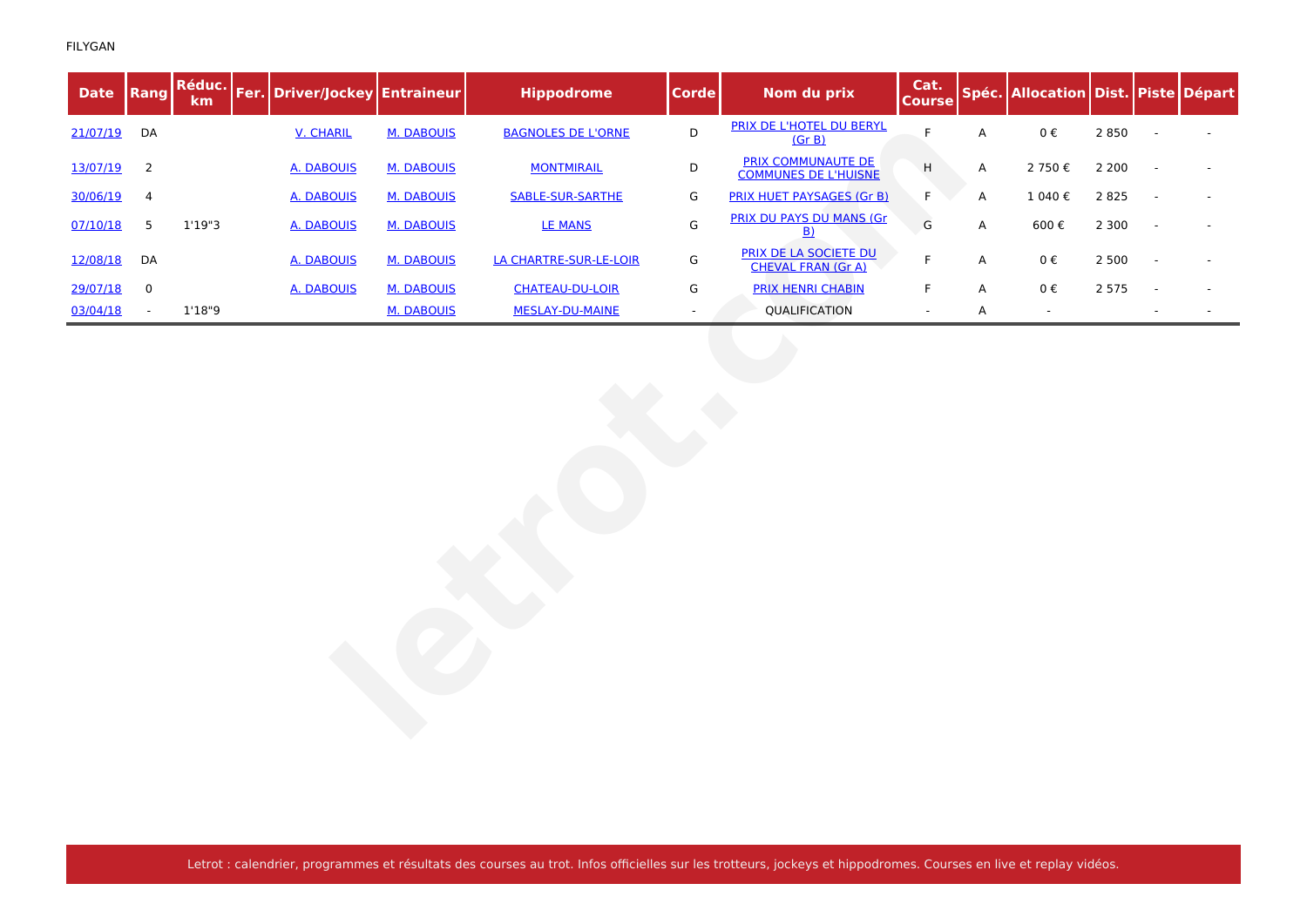FILYGAN

| Date | Rang | Réduc. km | Fer. | Driver/Jockey | Entraineur | Hippodrome | Corde | Nom du prix | Cat. Course | Spéc. | Allocation | Dist. | Piste | Départ |
|---|---|---|---|---|---|---|---|---|---|---|---|---|---|---|
| 21/07/19 | DA | | | V. CHARIL | M. DABOUIS | BAGNOLES DE L'ORNE | D | PRIX DE L'HOTEL DU BERYL (Gr B) | F | A | 0 € | 2 850 | - | - |
| 13/07/19 | 2 | | | A. DABOUIS | M. DABOUIS | MONTMIRAIL | D | PRIX COMMUNAUTE DE COMMUNES DE L'HUISNE | H | A | 2 750 € | 2 200 | - | - |
| 30/06/19 | 4 | | | A. DABOUIS | M. DABOUIS | SABLE-SUR-SARTHE | G | PRIX HUET PAYSAGES (Gr B) | F | A | 1 040 € | 2 825 | - | - |
| 07/10/18 | 5 | 1'19"3 | | A. DABOUIS | M. DABOUIS | LE MANS | G | PRIX DU PAYS DU MANS (Gr B) | G | A | 600 € | 2 300 | - | - |
| 12/08/18 | DA | | | A. DABOUIS | M. DABOUIS | LA CHARTRE-SUR-LE-LOIR | G | PRIX DE LA SOCIETE DU CHEVAL FRAN (Gr A) | F | A | 0 € | 2 500 | - | - |
| 29/07/18 | 0 | | | A. DABOUIS | M. DABOUIS | CHATEAU-DU-LOIR | G | PRIX HENRI CHABIN | F | A | 0 € | 2 575 | - | - |
| 03/04/18 | - | 1'18"9 | | | M. DABOUIS | MESLAY-DU-MAINE | - | QUALIFICATION | - | A | - | | - | - |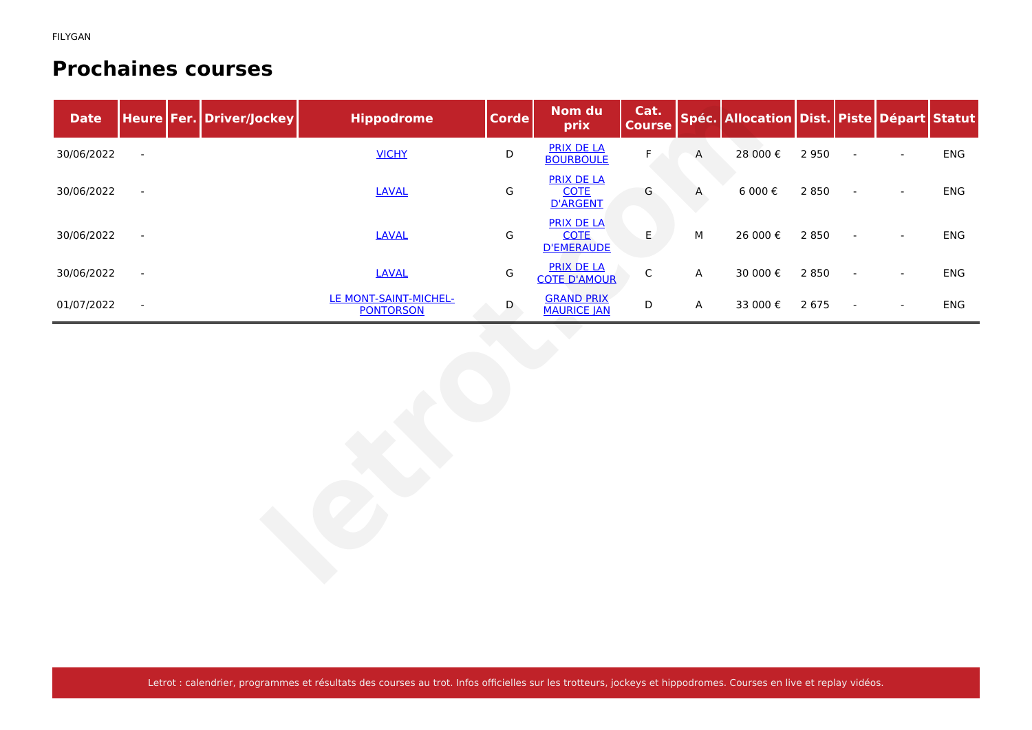FILYGAN

## Prochaines courses

| Date | Heure | Fer. | Driver/Jockey | Hippodrome | Corde | Nom du prix | Cat. Course | Spéc. | Allocation | Dist. | Piste | Départ | Statut |
|---|---|---|---|---|---|---|---|---|---|---|---|---|---|
| 30/06/2022 | - | | | VICHY | D | PRIX DE LA BOURBOULE | F | A | 28 000 € | 2 950 | - | - | ENG |
| 30/06/2022 | - | | | LAVAL | G | PRIX DE LA COTE D'ARGENT | G | A | 6 000 € | 2 850 | - | - | ENG |
| 30/06/2022 | - | | | LAVAL | G | PRIX DE LA COTE D'EMERAUDE | E | M | 26 000 € | 2 850 | - | - | ENG |
| 30/06/2022 | - | | | LAVAL | G | PRIX DE LA COTE D'AMOUR | C | A | 30 000 € | 2 850 | - | - | ENG |
| 01/07/2022 | - | | | LE MONT-SAINT-MICHEL-PONTORSON | D | GRAND PRIX MAURICE JAN | D | A | 33 000 € | 2 675 | - | - | ENG |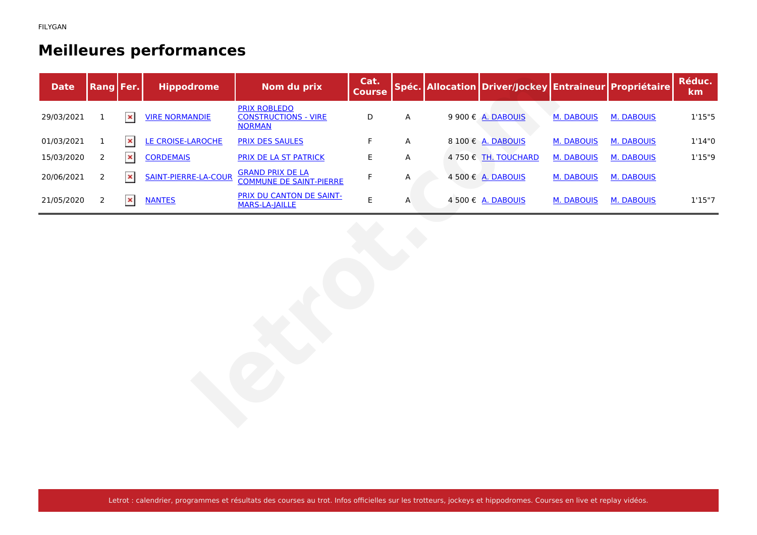FILYGAN

# Meilleures performances

| Date | Rang | Fer. | Hippodrome | Nom du prix | Cat. Course | Spéc. | Allocation | Driver/Jockey | Entraineur | Propriétaire | Réduc. km |
|---|---|---|---|---|---|---|---|---|---|---|---|
| 29/03/2021 | 1 | | VIRE NORMANDIE | PRIX ROBLEDO CONSTRUCTIONS - VIRE NORMAN | D | A | 9 900 € | A. DABOUIS | M. DABOUIS | M. DABOUIS | 1'15"5 |
| 01/03/2021 | 1 | | LE CROISE-LAROCHE | PRIX DES SAULES | F | A | 8 100 € | A. DABOUIS | M. DABOUIS | M. DABOUIS | 1'14"0 |
| 15/03/2020 | 2 | | CORDEMAIS | PRIX DE LA ST PATRICK | E | A | 4 750 € | TH. TOUCHARD | M. DABOUIS | M. DABOUIS | 1'15"9 |
| 20/06/2021 | 2 | | SAINT-PIERRE-LA-COUR | GRAND PRIX DE LA COMMUNE DE SAINT-PIERRE | F | A | 4 500 € | A. DABOUIS | M. DABOUIS | M. DABOUIS | |
| 21/05/2020 | 2 | | NANTES | PRIX DU CANTON DE SAINT-MARS-LA-JAILLE | E | A | 4 500 € | A. DABOUIS | M. DABOUIS | M. DABOUIS | 1'15"7 |

Letrot : calendrier, programmes et résultats des courses au trot. Infos officielles sur les trotteurs, jockeys et hippodromes. Courses en live et replay vidéos.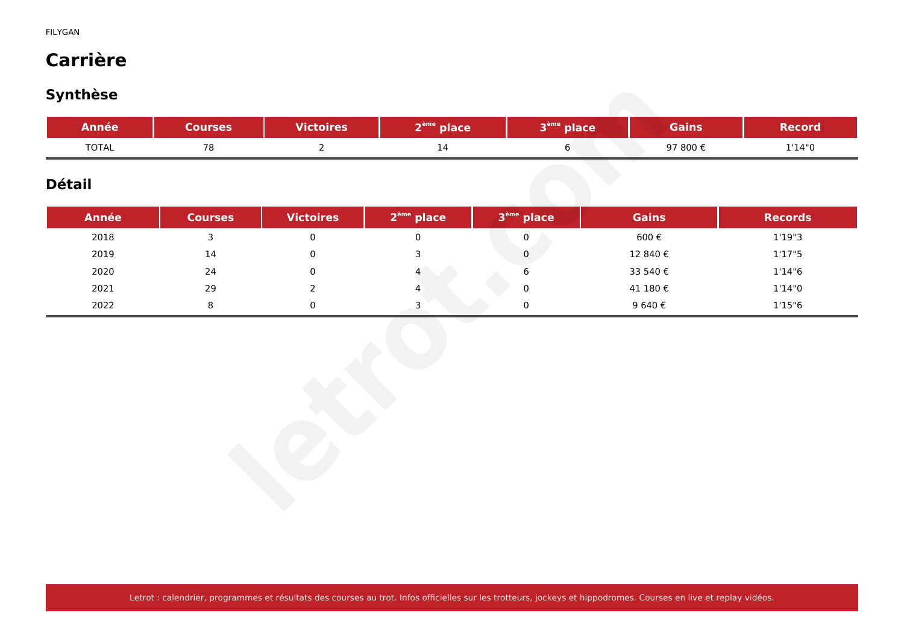FILYGAN

# Carrière

## Synthèse

| Année | Courses | Victoires | 2ème place | 3ème place | Gains | Record |
|---|---|---|---|---|---|---|
| TOTAL | 78 | 2 | 14 | 6 | 97 800 € | 1'14"0 |

## Détail

| Année | Courses | Victoires | 2ème place | 3ème place | Gains | Records |
|---|---|---|---|---|---|---|
| 2018 | 3 | 0 | 0 | 0 | 600 € | 1'19"3 |
| 2019 | 14 | 0 | 3 | 0 | 12 840 € | 1'17"5 |
| 2020 | 24 | 0 | 4 | 6 | 33 540 € | 1'14"6 |
| 2021 | 29 | 2 | 4 | 0 | 41 180 € | 1'14"0 |
| 2022 | 8 | 0 | 3 | 0 | 9 640 € | 1'15"6 |